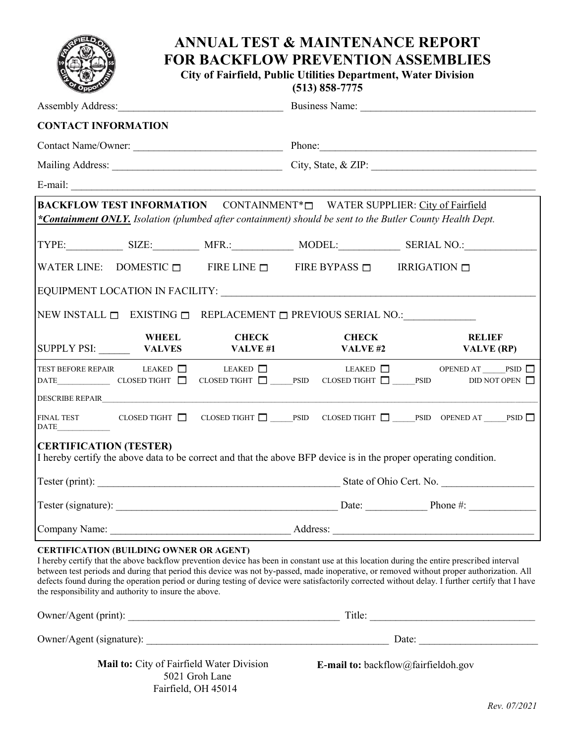# ANNUAL TEST & MAINTENANCE REPORT FOR BACKFLOW PREVENTION ASSEMBLIES

**City of Fairfield, Public Utilities Department, Water Division**
**(513) 858-7775**

Assembly Address:________________________________ Business Name: __________________________________

**CONTACT INFORMATION**

Contact Name/Owner: _____________________________ Phone:___________________________________________

Mailing Address: ________________________________ City, State, & ZIP: ________________________________

E-mail: ____________________________________________________________________________________

**BACKFLOW TEST INFORMATION** CONTAINMENT* ☐ WATER SUPPLIER: City of Fairfield

***Containment ONLY.*** *Isolation (plumbed after containment) should be sent to the Butler County Health Dept.*

TYPE:___________ SIZE:_________ MFR.:___________ MODEL:___________ SERIAL NO.:_____________

WATER LINE: DOMESTIC ☐ FIRE LINE ☐ FIRE BYPASS ☐ IRRIGATION ☐

EQUIPMENT LOCATION IN FACILITY: ____________________________________________________________

NEW INSTALL ☐ EXISTING ☐ REPLACEMENT ☐ PREVIOUS SERIAL NO.:_____________

| SUPPLY PSI: ______ | **WHEEL VALVES** | **CHECK VALVE #1** | **CHECK VALVE #2** | **RELIEF VALVE (RP)** |
|---|---|---|---|---|
| TEST BEFORE REPAIR<br>DATE____________ | LEAKED ☐<br>CLOSED TIGHT ☐ | LEAKED ☐<br>CLOSED TIGHT ☐ _____PSID | LEAKED ☐<br>CLOSED TIGHT ☐ _____PSID | OPENED AT _____PSID ☐<br>DID NOT OPEN ☐ |
| DESCRIBE REPAIR____________ | | | | |
| FINAL TEST<br>DATE____________ | CLOSED TIGHT ☐ | CLOSED TIGHT ☐ _____PSID | CLOSED TIGHT ☐ _____PSID | OPENED AT _____PSID ☐ |

**CERTIFICATION (TESTER)**

I hereby certify the above data to be correct and that the above BFP device is in the proper operating condition.

Tester (print): ______________________________________________ State of Ohio Cert. No. _________________

Tester (signature): ___________________________________________ Date: ___________ Phone #: _____________

Company Name: __________________________________ Address: _____________________________________

**CERTIFICATION (BUILDING OWNER OR AGENT)**

I hereby certify that the above backflow prevention device has been in constant use at this location during the entire prescribed interval between test periods and during that period this device was not by-passed, made inoperative, or removed without proper authorization. All defects found during the operation period or during testing of device were satisfactorily corrected without delay. I further certify that I have the responsibility and authority to insure the above.

Owner/Agent (print): _________________________________________ Title: _______________________________

Owner/Agent (signature): _______________________________________________ Date: ______________________

**Mail to:** City of Fairfield Water Division
5021 Groh Lane
Fairfield, OH 45014

**E-mail to:** backflow@fairfieldoh.gov

*Rev. 07/2021*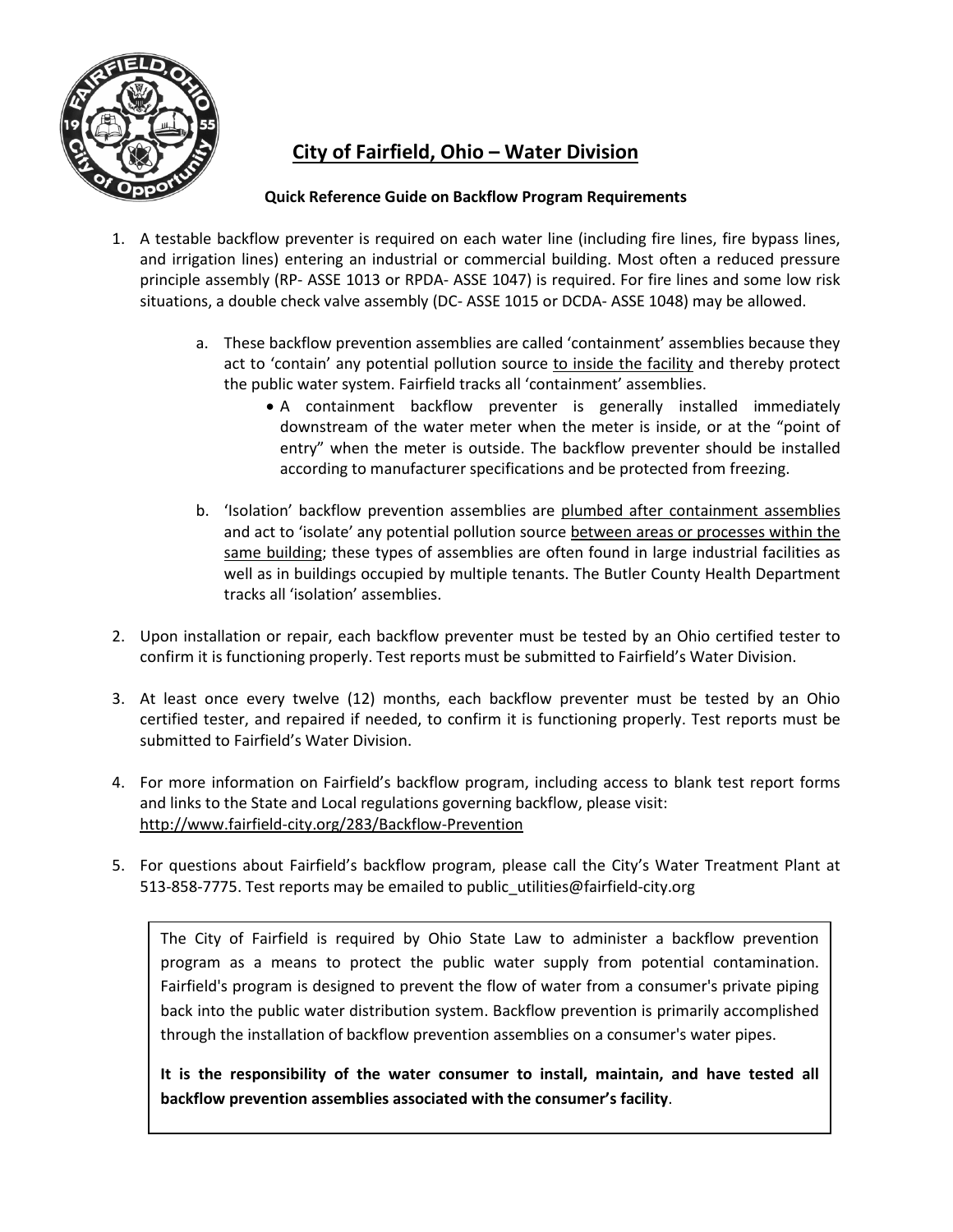# City of Fairfield, Ohio – Water Division

### Quick Reference Guide on Backflow Program Requirements

1. A testable backflow preventer is required on each water line (including fire lines, fire bypass lines, and irrigation lines) entering an industrial or commercial building. Most often a reduced pressure principle assembly (RP- ASSE 1013 or RPDA- ASSE 1047) is required. For fire lines and some low risk situations, a double check valve assembly (DC- ASSE 1015 or DCDA- ASSE 1048) may be allowed.

    a. These backflow prevention assemblies are called 'containment' assemblies because they act to 'contain' any potential pollution source <u>to inside the facility</u> and thereby protect the public water system. Fairfield tracks all 'containment' assemblies.

    - A containment backflow preventer is generally installed immediately downstream of the water meter when the meter is inside, or at the "point of entry" when the meter is outside. The backflow preventer should be installed according to manufacturer specifications and be protected from freezing.

    b. 'Isolation' backflow prevention assemblies are <u>plumbed after containment assemblies</u> and act to 'isolate' any potential pollution source <u>between areas or processes within the same building</u>; these types of assemblies are often found in large industrial facilities as well as in buildings occupied by multiple tenants. The Butler County Health Department tracks all 'isolation' assemblies.

2. Upon installation or repair, each backflow preventer must be tested by an Ohio certified tester to confirm it is functioning properly. Test reports must be submitted to Fairfield's Water Division.

3. At least once every twelve (12) months, each backflow preventer must be tested by an Ohio certified tester, and repaired if needed, to confirm it is functioning properly. Test reports must be submitted to Fairfield's Water Division.

4. For more information on Fairfield's backflow program, including access to blank test report forms and links to the State and Local regulations governing backflow, please visit: <u>http://www.fairfield-city.org/283/Backflow-Prevention</u>

5. For questions about Fairfield's backflow program, please call the City's Water Treatment Plant at 513-858-7775. Test reports may be emailed to public_utilities@fairfield-city.org

The City of Fairfield is required by Ohio State Law to administer a backflow prevention program as a means to protect the public water supply from potential contamination. Fairfield's program is designed to prevent the flow of water from a consumer's private piping back into the public water distribution system. Backflow prevention is primarily accomplished through the installation of backflow prevention assemblies on a consumer's water pipes.

**It is the responsibility of the water consumer to install, maintain, and have tested all backflow prevention assemblies associated with the consumer's facility**.